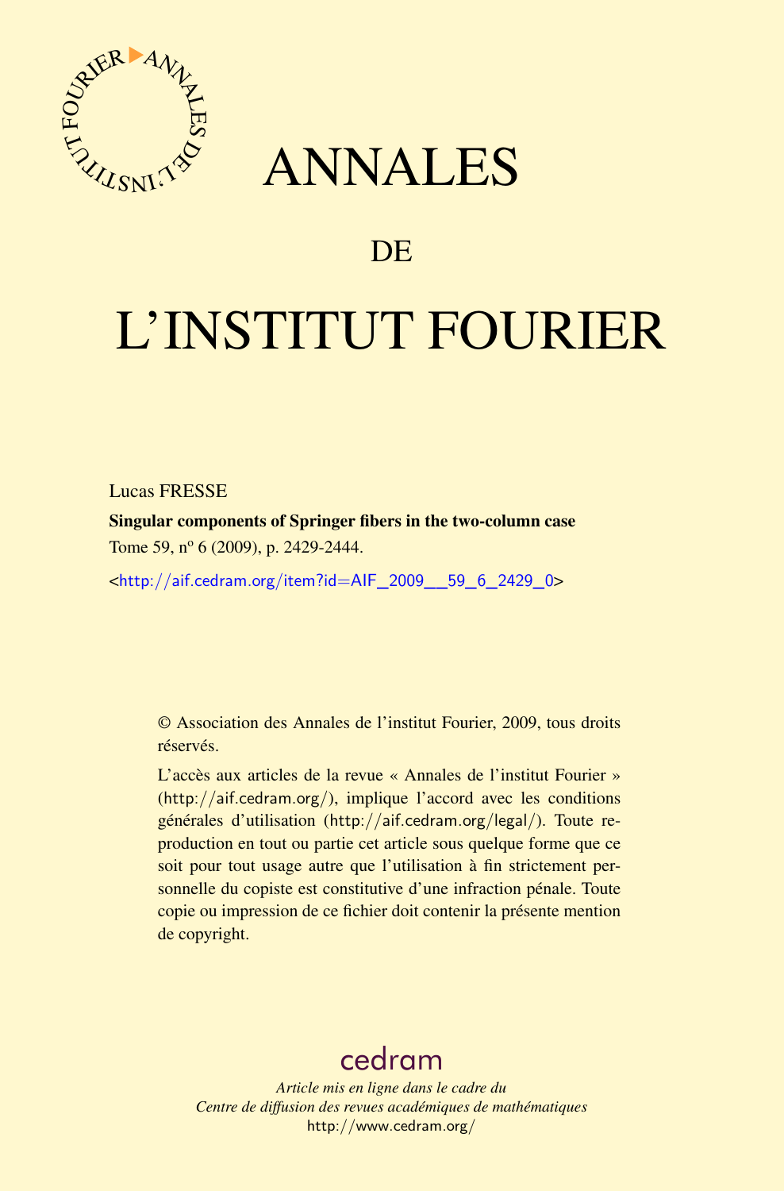# ANNALES

## DE

# L'INSTITUT FOURIER

Lucas FRESSE

**Singular components of Springer fibers in the two-column case**

Tome 59, nº 6 (2009), p. 2429-2444.

<http://aif.cedram.org/item?id=AIF_2009__59_6_2429_0>

© Association des Annales de l'institut Fourier, 2009, tous droits réservés.

L'accès aux articles de la revue « Annales de l'institut Fourier » (http://aif.cedram.org/), implique l'accord avec les conditions générales d'utilisation (http://aif.cedram.org/legal/). Toute reproduction en tout ou partie cet article sous quelque forme que ce soit pour tout usage autre que l'utilisation à fin strictement personnelle du copiste est constitutive d'une infraction pénale. Toute copie ou impression de ce fichier doit contenir la présente mention de copyright.

cedram

*Article mis en ligne dans le cadre du*
*Centre de diffusion des revues académiques de mathématiques*
http://www.cedram.org/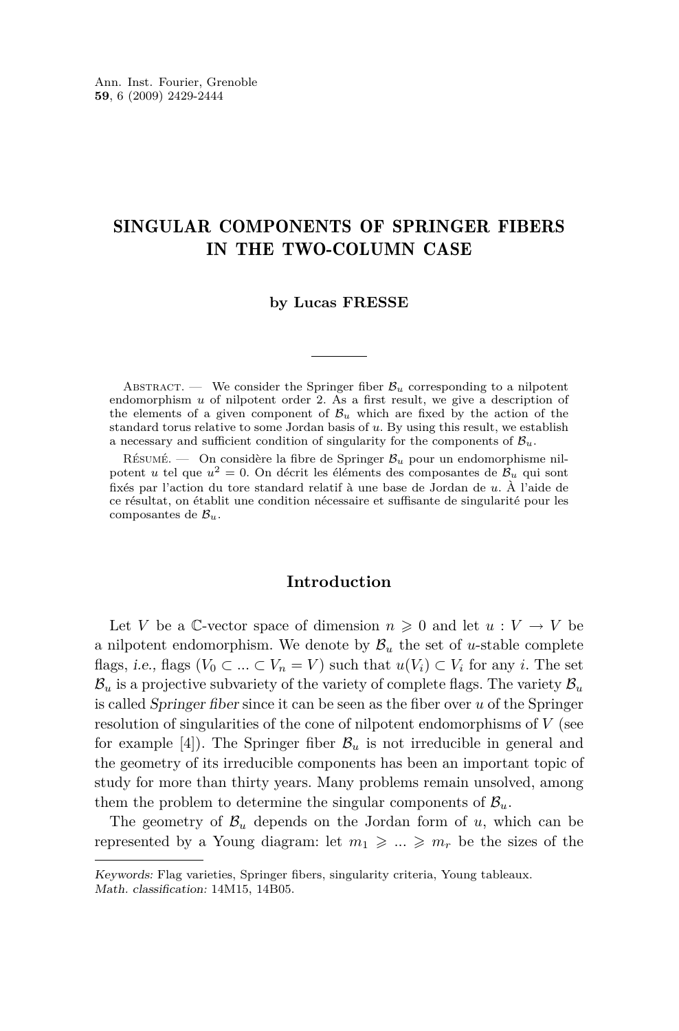# SINGULAR COMPONENTS OF SPRINGER FIBERS IN THE TWO-COLUMN CASE

**by Lucas FRESSE**

Abstract. — We consider the Springer fiber $\mathcal{B}_u$ corresponding to a nilpotent endomorphism $u$ of nilpotent order 2. As a first result, we give a description of the elements of a given component of $\mathcal{B}_u$ which are fixed by the action of the standard torus relative to some Jordan basis of $u$. By using this result, we establish a necessary and sufficient condition of singularity for the components of $\mathcal{B}_u$.

Résumé. — On considère la fibre de Springer $\mathcal{B}_u$ pour un endomorphisme nilpotent $u$ tel que $u^2 = 0$. On décrit les éléments des composantes de $\mathcal{B}_u$ qui sont fixés par l'action du tore standard relatif à une base de Jordan de $u$. À l'aide de ce résultat, on établit une condition nécessaire et suffisante de singularité pour les composantes de $\mathcal{B}_u$.

## Introduction

Let $V$ be a $\mathbb{C}$-vector space of dimension $n \geqslant 0$ and let $u : V \to V$ be a nilpotent endomorphism. We denote by $\mathcal{B}_u$ the set of $u$-stable complete flags, *i.e.*, flags $(V_0 \subset ... \subset V_n = V)$ such that $u(V_i) \subset V_i$ for any $i$. The set $\mathcal{B}_u$ is a projective subvariety of the variety of complete flags. The variety $\mathcal{B}_u$ is called *Springer fiber* since it can be seen as the fiber over $u$ of the Springer resolution of singularities of the cone of nilpotent endomorphisms of $V$ (see for example [4]). The Springer fiber $\mathcal{B}_u$ is not irreducible in general and the geometry of its irreducible components has been an important topic of study for more than thirty years. Many problems remain unsolved, among them the problem to determine the singular components of $\mathcal{B}_u$.

The geometry of $\mathcal{B}_u$ depends on the Jordan form of $u$, which can be represented by a Young diagram: let $m_1 \geqslant ... \geqslant m_r$ be the sizes of the

*Keywords:* Flag varieties, Springer fibers, singularity criteria, Young tableaux.
*Math. classification:* 14M15, 14B05.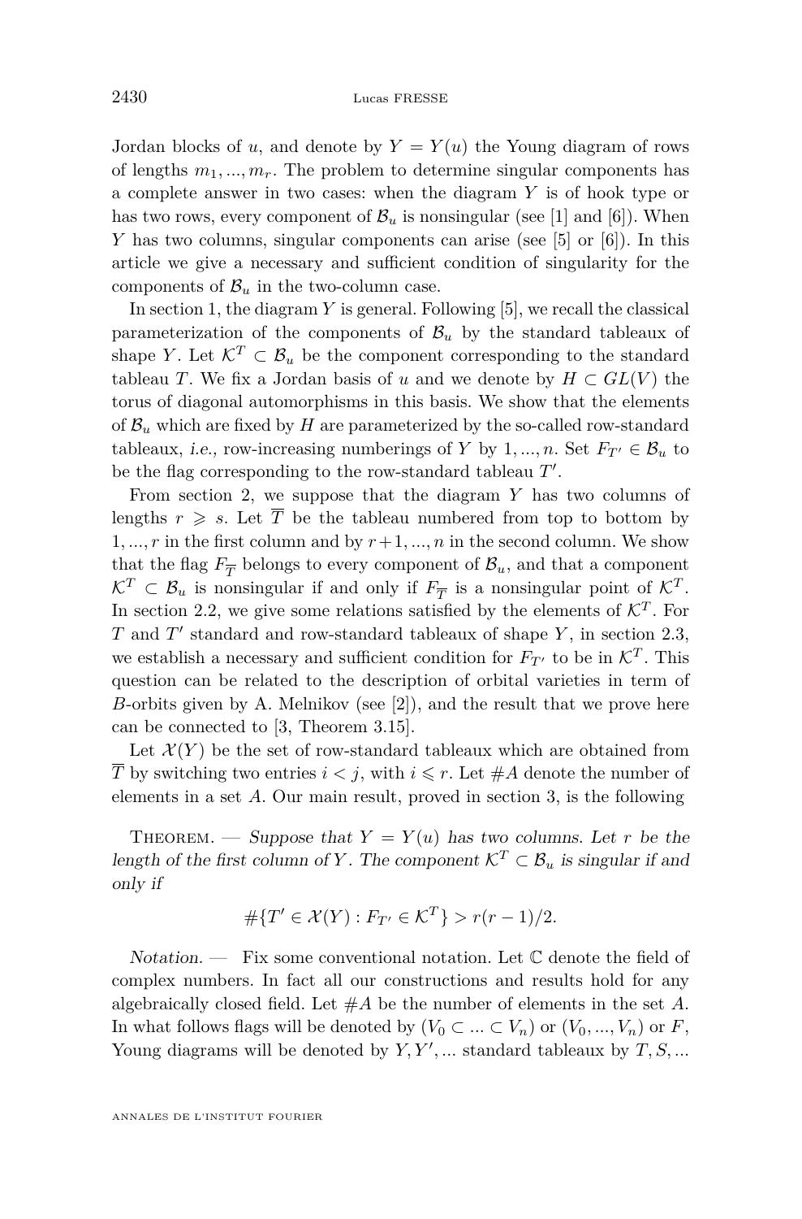Jordan blocks of $u$, and denote by $Y = Y(u)$ the Young diagram of rows of lengths $m_1, ..., m_r$. The problem to determine singular components has a complete answer in two cases: when the diagram $Y$ is of hook type or has two rows, every component of $\mathcal{B}_u$ is nonsingular (see [1] and [6]). When $Y$ has two columns, singular components can arise (see [5] or [6]). In this article we give a necessary and sufficient condition of singularity for the components of $\mathcal{B}_u$ in the two-column case.

In section 1, the diagram $Y$ is general. Following [5], we recall the classical parameterization of the components of $\mathcal{B}_u$ by the standard tableaux of shape $Y$. Let $\mathcal{K}^T \subset \mathcal{B}_u$ be the component corresponding to the standard tableau $T$. We fix a Jordan basis of $u$ and we denote by $H \subset GL(V)$ the torus of diagonal automorphisms in this basis. We show that the elements of $\mathcal{B}_u$ which are fixed by $H$ are parameterized by the so-called row-standard tableaux, *i.e.*, row-increasing numberings of $Y$ by $1, ..., n$. Set $F_{T'} \in \mathcal{B}_u$ to be the flag corresponding to the row-standard tableau $T'$.

From section 2, we suppose that the diagram $Y$ has two columns of lengths $r \geqslant s$. Let $\overline{T}$ be the tableau numbered from top to bottom by $1, ..., r$ in the first column and by $r+1, ..., n$ in the second column. We show that the flag $F_{\overline{T}}$ belongs to every component of $\mathcal{B}_u$, and that a component $\mathcal{K}^T \subset \mathcal{B}_u$ is nonsingular if and only if $F_{\overline{T}}$ is a nonsingular point of $\mathcal{K}^T$. In section 2.2, we give some relations satisfied by the elements of $\mathcal{K}^T$. For $T$ and $T'$ standard and row-standard tableaux of shape $Y$, in section 2.3, we establish a necessary and sufficient condition for $F_{T'}$ to be in $\mathcal{K}^T$. This question can be related to the description of orbital varieties in term of $B$-orbits given by A. Melnikov (see [2]), and the result that we prove here can be connected to [3, Theorem 3.15].

Let $\mathcal{X}(Y)$ be the set of row-standard tableaux which are obtained from $\overline{T}$ by switching two entries $i < j$, with $i \leqslant r$. Let $\#A$ denote the number of elements in a set $A$. Our main result, proved in section 3, is the following

Theorem. — *Suppose that $Y = Y(u)$ has two columns. Let $r$ be the length of the first column of $Y$. The component $\mathcal{K}^T \subset \mathcal{B}_u$ is singular if and only if*

$$\#\{T' \in \mathcal{X}(Y) : F_{T'} \in \mathcal{K}^T\} > r(r-1)/2.$$

*Notation.* — Fix some conventional notation. Let $\mathbb{C}$ denote the field of complex numbers. In fact all our constructions and results hold for any algebraically closed field. Let $\#A$ be the number of elements in the set $A$. In what follows flags will be denoted by $(V_0 \subset ... \subset V_n)$ or $(V_0, ..., V_n)$ or $F$, Young diagrams will be denoted by $Y, Y', ...$ standard tableaux by $T, S, ...$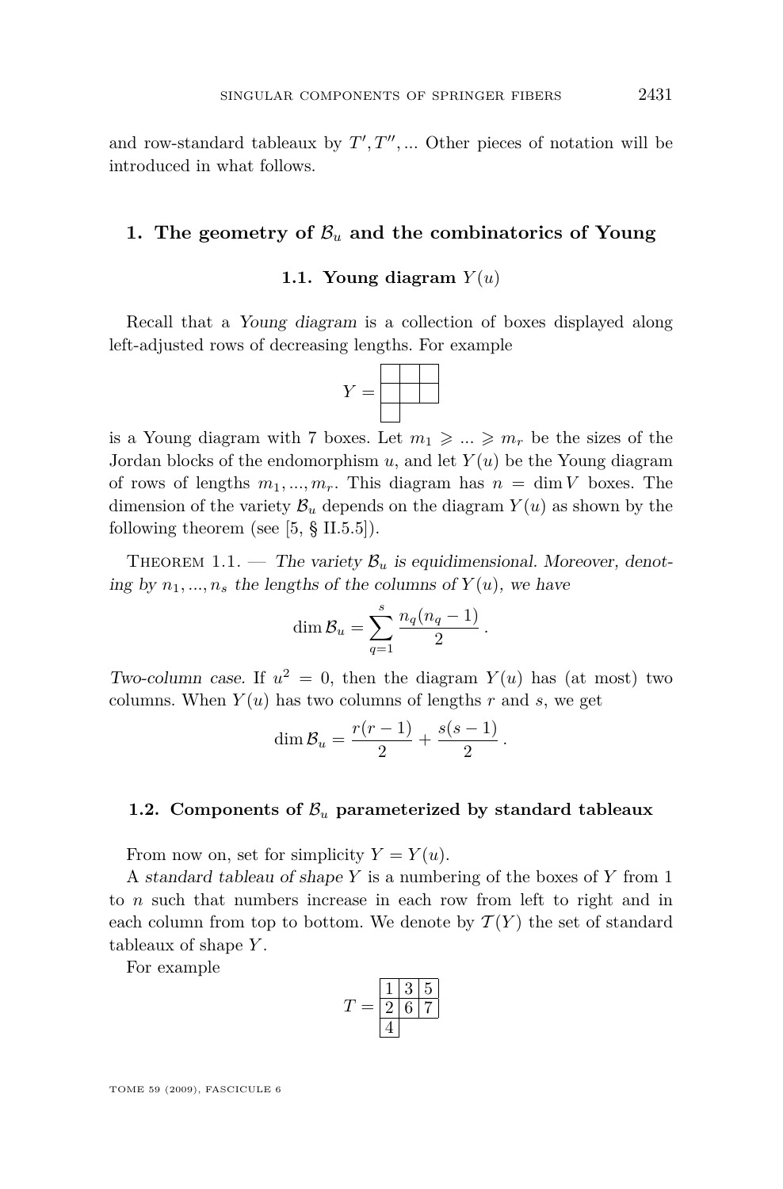and row-standard tableaux by $T', T'', \ldots$ Other pieces of notation will be introduced in what follows.

## 1. The geometry of $\mathcal{B}_u$ and the combinatorics of Young

### 1.1. Young diagram $Y(u)$

Recall that a *Young diagram* is a collection of boxes displayed along left-adjusted rows of decreasing lengths. For example

$$Y = \begin{array}{|c|c|c|}\hline \phantom{0} & \phantom{0} & \phantom{0} \\ \hline \phantom{0} & \phantom{0} & \phantom{0} \\ \hline \phantom{0} & \multicolumn{2}{c}{} \\ \cline{1-1}\end{array}$$

is a Young diagram with 7 boxes. Let $m_1 \geqslant \ldots \geqslant m_r$ be the sizes of the Jordan blocks of the endomorphism $u$, and let $Y(u)$ be the Young diagram of rows of lengths $m_1, \ldots, m_r$. This diagram has $n = \dim V$ boxes. The dimension of the variety $\mathcal{B}_u$ depends on the diagram $Y(u)$ as shown by the following theorem (see [5, § II.5.5]).

Theorem 1.1. — *The variety $\mathcal{B}_u$ is equidimensional. Moreover, denoting by $n_1, \ldots, n_s$ the lengths of the columns of $Y(u)$, we have*

$$\dim \mathcal{B}_u = \sum_{q=1}^{s} \frac{n_q(n_q - 1)}{2}\,.$$

*Two-column case.* If $u^2 = 0$, then the diagram $Y(u)$ has (at most) two columns. When $Y(u)$ has two columns of lengths $r$ and $s$, we get

$$\dim \mathcal{B}_u = \frac{r(r-1)}{2} + \frac{s(s-1)}{2}\,.$$

### 1.2. Components of $\mathcal{B}_u$ parameterized by standard tableaux

From now on, set for simplicity $Y = Y(u)$.

A *standard tableau of shape* $Y$ is a numbering of the boxes of $Y$ from 1 to $n$ such that numbers increase in each row from left to right and in each column from top to bottom. We denote by $\mathcal{T}(Y)$ the set of standard tableaux of shape $Y$.

For example

$$T = \begin{array}{|c|c|c|}\hline 1 & 3 & 5 \\ \hline 2 & 6 & 7 \\ \hline 4 & \multicolumn{2}{c}{} \\ \cline{1-1}\end{array}$$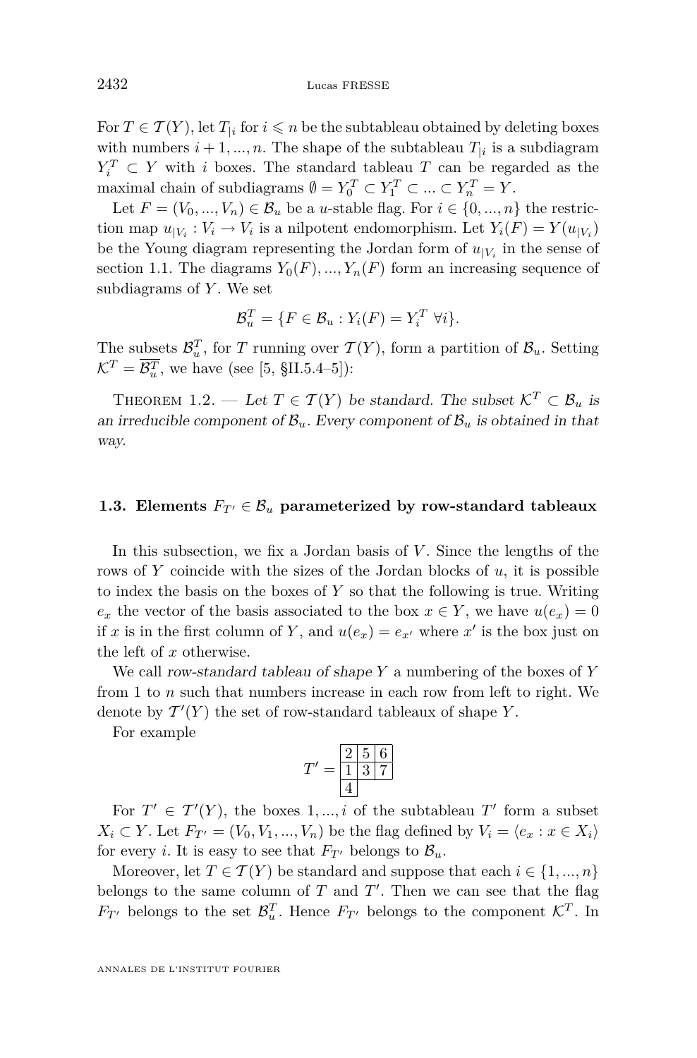For $T \in \mathcal{T}(Y)$, let $T_{|i}$ for $i \leqslant n$ be the subtableau obtained by deleting boxes with numbers $i+1, ..., n$. The shape of the subtableau $T_{|i}$ is a subdiagram $Y_i^T \subset Y$ with $i$ boxes. The standard tableau $T$ can be regarded as the maximal chain of subdiagrams $\emptyset = Y_0^T \subset Y_1^T \subset ... \subset Y_n^T = Y$.

Let $F = (V_0, ..., V_n) \in \mathcal{B}_u$ be a $u$-stable flag. For $i \in \{0, ..., n\}$ the restriction map $u_{|V_i} : V_i \to V_i$ is a nilpotent endomorphism. Let $Y_i(F) = Y(u_{|V_i})$ be the Young diagram representing the Jordan form of $u_{|V_i}$ in the sense of section 1.1. The diagrams $Y_0(F), ..., Y_n(F)$ form an increasing sequence of subdiagrams of $Y$. We set

$$\mathcal{B}_u^T = \{F \in \mathcal{B}_u : Y_i(F) = Y_i^T \ \forall i\}.$$

The subsets $\mathcal{B}_u^T$, for $T$ running over $\mathcal{T}(Y)$, form a partition of $\mathcal{B}_u$. Setting $\mathcal{K}^T = \overline{\mathcal{B}_u^T}$, we have (see [5, §II.5.4–5]):

Theorem 1.2. — *Let $T \in \mathcal{T}(Y)$ be standard. The subset $\mathcal{K}^T \subset \mathcal{B}_u$ is an irreducible component of $\mathcal{B}_u$. Every component of $\mathcal{B}_u$ is obtained in that way.*

### 1.3. Elements $F_{T'} \in \mathcal{B}_u$ parameterized by row-standard tableaux

In this subsection, we fix a Jordan basis of $V$. Since the lengths of the rows of $Y$ coincide with the sizes of the Jordan blocks of $u$, it is possible to index the basis on the boxes of $Y$ so that the following is true. Writing $e_x$ the vector of the basis associated to the box $x \in Y$, we have $u(e_x) = 0$ if $x$ is in the first column of $Y$, and $u(e_x) = e_{x'}$ where $x'$ is the box just on the left of $x$ otherwise.

We call *row-standard tableau of shape $Y$* a numbering of the boxes of $Y$ from 1 to $n$ such that numbers increase in each row from left to right. We denote by $\mathcal{T}'(Y)$ the set of row-standard tableaux of shape $Y$.

For example

$$T' = \begin{array}{|c|c|c|} \hline 2 & 5 & 6 \\ \hline 1 & 3 & 7 \\ \hline 4 \\ \cline{1-1} \end{array}$$

For $T' \in \mathcal{T}'(Y)$, the boxes $1, ..., i$ of the subtableau $T'$ form a subset $X_i \subset Y$. Let $F_{T'} = (V_0, V_1, ..., V_n)$ be the flag defined by $V_i = \langle e_x : x \in X_i \rangle$ for every $i$. It is easy to see that $F_{T'}$ belongs to $\mathcal{B}_u$.

Moreover, let $T \in \mathcal{T}(Y)$ be standard and suppose that each $i \in \{1, ..., n\}$ belongs to the same column of $T$ and $T'$. Then we can see that the flag $F_{T'}$ belongs to the set $\mathcal{B}_u^T$. Hence $F_{T'}$ belongs to the component $\mathcal{K}^T$. In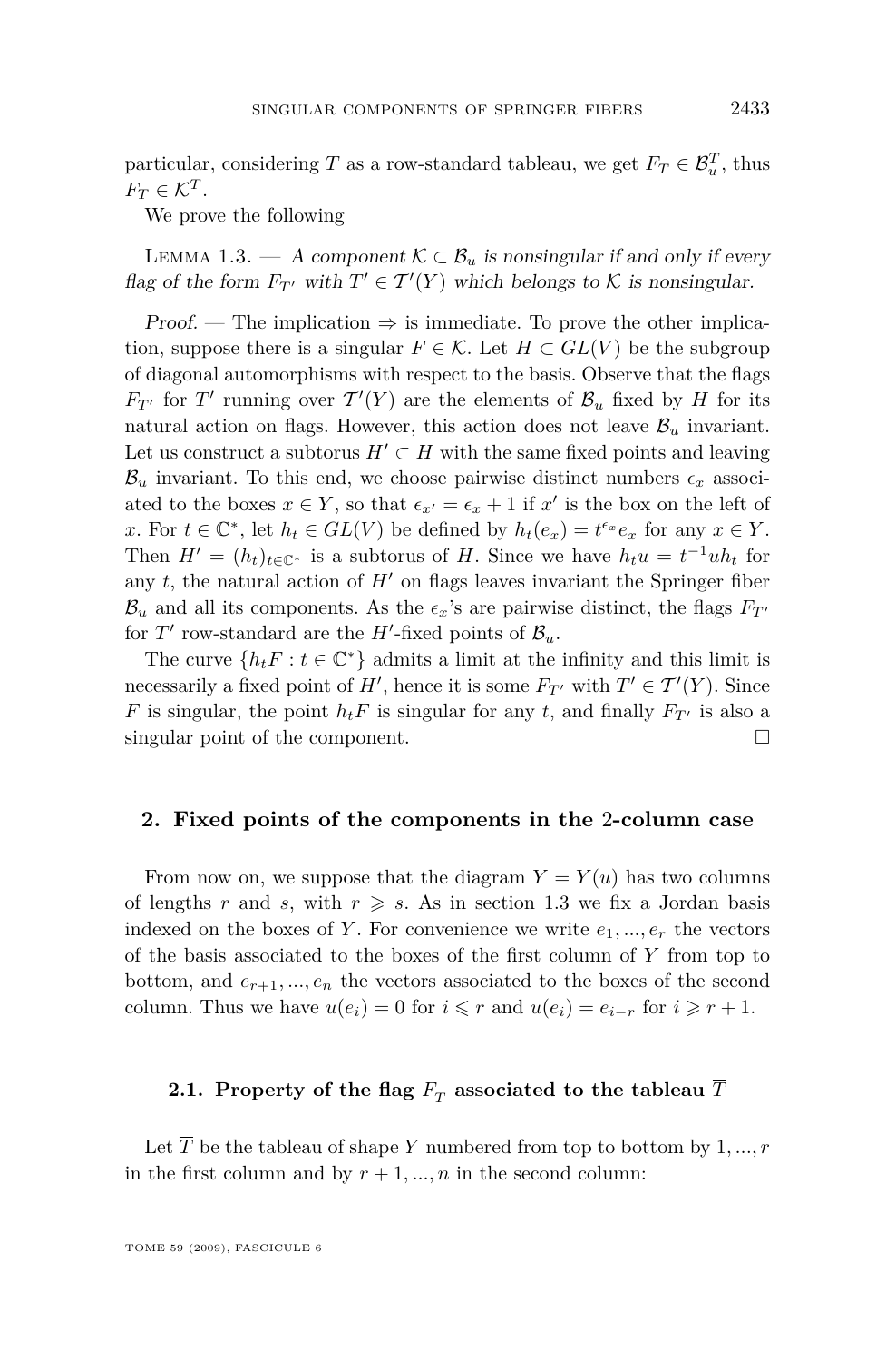particular, considering $T$ as a row-standard tableau, we get $F_T \in \mathcal{B}_u^T$, thus $F_T \in \mathcal{K}^T$.

We prove the following

Lemma 1.3. — *A component $\mathcal{K} \subset \mathcal{B}_u$ is nonsingular if and only if every flag of the form $F_{T'}$ with $T' \in \mathcal{T}'(Y)$ which belongs to $\mathcal{K}$ is nonsingular.*

*Proof.* — The implication $\Rightarrow$ is immediate. To prove the other implication, suppose there is a singular $F \in \mathcal{K}$. Let $H \subset GL(V)$ be the subgroup of diagonal automorphisms with respect to the basis. Observe that the flags $F_{T'}$ for $T'$ running over $\mathcal{T}'(Y)$ are the elements of $\mathcal{B}_u$ fixed by $H$ for its natural action on flags. However, this action does not leave $\mathcal{B}_u$ invariant. Let us construct a subtorus $H' \subset H$ with the same fixed points and leaving $\mathcal{B}_u$ invariant. To this end, we choose pairwise distinct numbers $\epsilon_x$ associated to the boxes $x \in Y$, so that $\epsilon_{x'} = \epsilon_x + 1$ if $x'$ is the box on the left of $x$. For $t \in \mathbb{C}^*$, let $h_t \in GL(V)$ be defined by $h_t(e_x) = t^{\epsilon_x} e_x$ for any $x \in Y$. Then $H' = (h_t)_{t \in \mathbb{C}^*}$ is a subtorus of $H$. Since we have $h_t u = t^{-1} u h_t$ for any $t$, the natural action of $H'$ on flags leaves invariant the Springer fiber $\mathcal{B}_u$ and all its components. As the $\epsilon_x$'s are pairwise distinct, the flags $F_{T'}$ for $T'$ row-standard are the $H'$-fixed points of $\mathcal{B}_u$.

The curve $\{h_t F : t \in \mathbb{C}^*\}$ admits a limit at the infinity and this limit is necessarily a fixed point of $H'$, hence it is some $F_{T'}$ with $T' \in \mathcal{T}'(Y)$. Since $F$ is singular, the point $h_t F$ is singular for any $t$, and finally $F_{T'}$ is also a singular point of the component. $\square$

## 2. Fixed points of the components in the 2-column case

From now on, we suppose that the diagram $Y = Y(u)$ has two columns of lengths $r$ and $s$, with $r \geqslant s$. As in section 1.3 we fix a Jordan basis indexed on the boxes of $Y$. For convenience we write $e_1, ..., e_r$ the vectors of the basis associated to the boxes of the first column of $Y$ from top to bottom, and $e_{r+1}, ..., e_n$ the vectors associated to the boxes of the second column. Thus we have $u(e_i) = 0$ for $i \leqslant r$ and $u(e_i) = e_{i-r}$ for $i \geqslant r+1$.

### 2.1. Property of the flag $F_{\overline{T}}$ associated to the tableau $\overline{T}$

Let $\overline{T}$ be the tableau of shape $Y$ numbered from top to bottom by $1, ..., r$ in the first column and by $r+1, ..., n$ in the second column: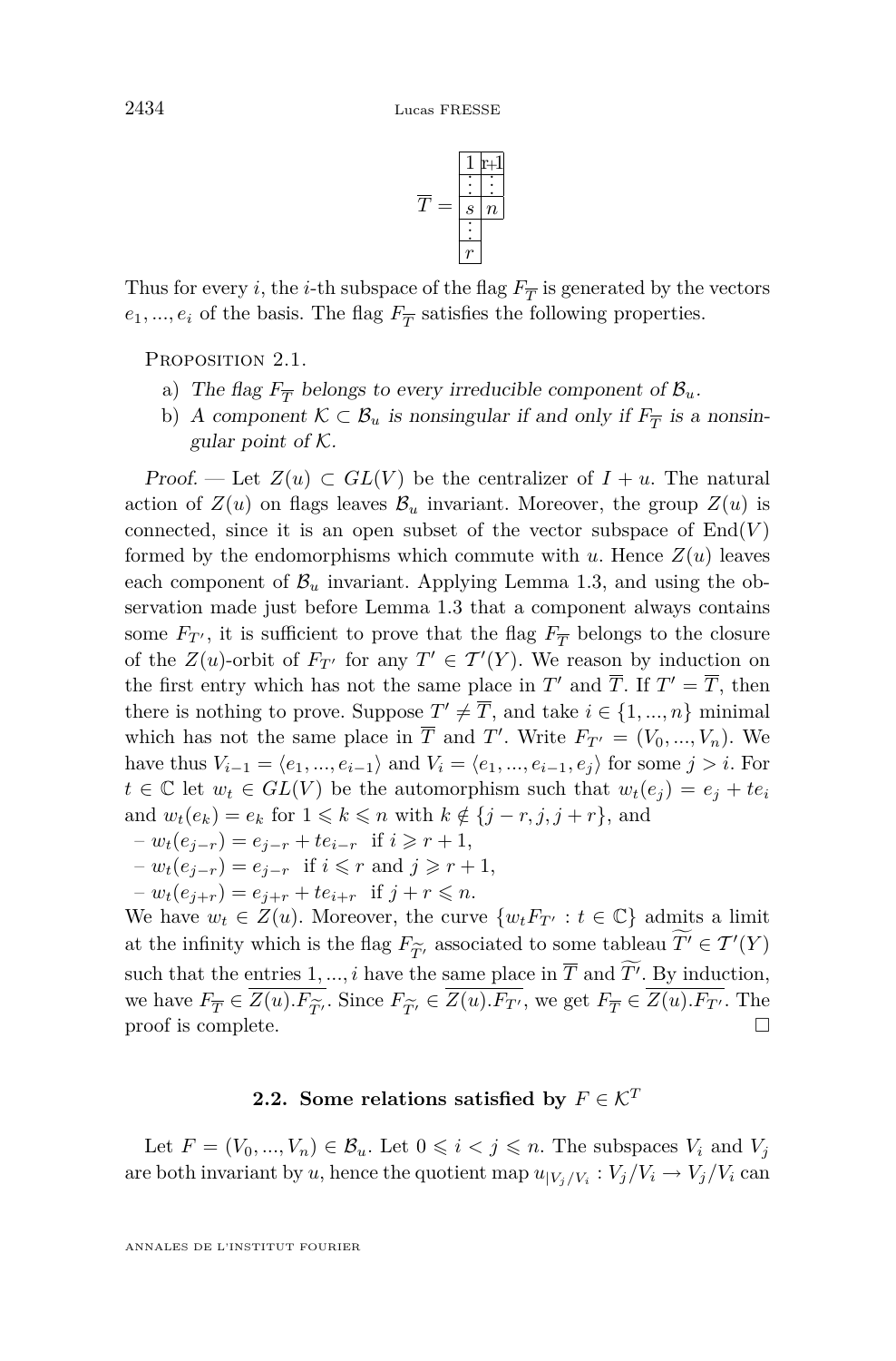$$\overline{T} = \begin{array}{|c|c|} \hline 1 & r{+}1 \\ \hline \vdots & \vdots \\ \hline s & n \\ \hline \vdots & \\ \cline{1-1} r & \\ \cline{1-1} \end{array}$$

Thus for every $i$, the $i$-th subspace of the flag $F_{\overline{T}}$ is generated by the vectors $e_1, ..., e_i$ of the basis. The flag $F_{\overline{T}}$ satisfies the following properties.

Proposition 2.1.

a) *The flag $F_{\overline{T}}$ belongs to every irreducible component of $\mathcal{B}_u$.*

b) *A component $\mathcal{K} \subset \mathcal{B}_u$ is nonsingular if and only if $F_{\overline{T}}$ is a nonsingular point of $\mathcal{K}$.*

*Proof.* — Let $Z(u) \subset GL(V)$ be the centralizer of $I + u$. The natural action of $Z(u)$ on flags leaves $\mathcal{B}_u$ invariant. Moreover, the group $Z(u)$ is connected, since it is an open subset of the vector subspace of $\mathrm{End}(V)$ formed by the endomorphisms which commute with $u$. Hence $Z(u)$ leaves each component of $\mathcal{B}_u$ invariant. Applying Lemma 1.3, and using the observation made just before Lemma 1.3 that a component always contains some $F_{T'}$, it is sufficient to prove that the flag $F_{\overline{T}}$ belongs to the closure of the $Z(u)$-orbit of $F_{T'}$ for any $T' \in \mathcal{T}'(Y)$. We reason by induction on the first entry which has not the same place in $T'$ and $\overline{T}$. If $T' = \overline{T}$, then there is nothing to prove. Suppose $T' \neq \overline{T}$, and take $i \in \{1, ..., n\}$ minimal which has not the same place in $\overline{T}$ and $T'$. Write $F_{T'} = (V_0, ..., V_n)$. We have thus $V_{i-1} = \langle e_1, ..., e_{i-1}\rangle$ and $V_i = \langle e_1, ..., e_{i-1}, e_j\rangle$ for some $j > i$. For $t \in \mathbb{C}$ let $w_t \in GL(V)$ be the automorphism such that $w_t(e_j) = e_j + te_i$ and $w_t(e_k) = e_k$ for $1 \leqslant k \leqslant n$ with $k \notin \{j-r, j, j+r\}$, and

– $w_t(e_{j-r}) = e_{j-r} + te_{i-r}$ if $i \geqslant r+1$,

– $w_t(e_{j-r}) = e_{j-r}$ if $i \leqslant r$ and $j \geqslant r+1$,

– $w_t(e_{j+r}) = e_{j+r} + te_{i+r}$ if $j + r \leqslant n$.

We have $w_t \in Z(u)$. Moreover, the curve $\{w_t F_{T'} : t \in \mathbb{C}\}$ admits a limit at the infinity which is the flag $F_{\widetilde{T'}}$ associated to some tableau $\widetilde{T'} \in \mathcal{T}'(Y)$ such that the entries $1, ..., i$ have the same place in $\overline{T}$ and $\widetilde{T'}$. By induction, we have $F_{\overline{T}} \in \overline{Z(u).F_{\widetilde{T'}}}$. Since $F_{\widetilde{T'}} \in \overline{Z(u).F_{T'}}$, we get $F_{\overline{T}} \in \overline{Z(u).F_{T'}}$. The proof is complete. $\square$

### 2.2. Some relations satisfied by $F \in \mathcal{K}^T$

Let $F = (V_0, ..., V_n) \in \mathcal{B}_u$. Let $0 \leqslant i < j \leqslant n$. The subspaces $V_i$ and $V_j$ are both invariant by $u$, hence the quotient map $u_{|V_j/V_i} : V_j/V_i \to V_j/V_i$ can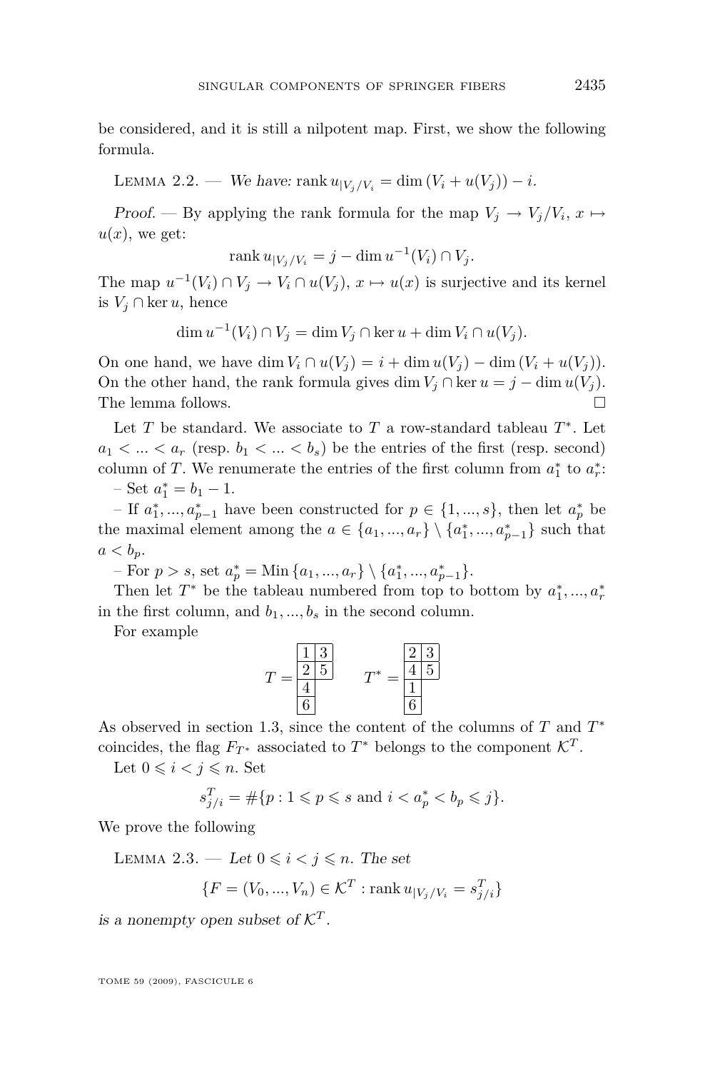be considered, and it is still a nilpotent map. First, we show the following formula.

Lemma 2.2. — *We have:* $\mathrm{rank}\, u_{|V_j/V_i} = \dim(V_i + u(V_j)) - i$.

*Proof.* — By applying the rank formula for the map $V_j \to V_j/V_i$, $x \mapsto u(x)$, we get:

$$\mathrm{rank}\, u_{|V_j/V_i} = j - \dim u^{-1}(V_i) \cap V_j.$$

The map $u^{-1}(V_i) \cap V_j \to V_i \cap u(V_j)$, $x \mapsto u(x)$ is surjective and its kernel is $V_j \cap \ker u$, hence

$$\dim u^{-1}(V_i) \cap V_j = \dim V_j \cap \ker u + \dim V_i \cap u(V_j).$$

On one hand, we have $\dim V_i \cap u(V_j) = i + \dim u(V_j) - \dim(V_i + u(V_j))$. On the other hand, the rank formula gives $\dim V_j \cap \ker u = j - \dim u(V_j)$. The lemma follows. □

Let $T$ be standard. We associate to $T$ a row-standard tableau $T^*$. Let $a_1 < ... < a_r$ (resp. $b_1 < ... < b_s$) be the entries of the first (resp. second) column of $T$. We renumerate the entries of the first column from $a_1^*$ to $a_r^*$:

– Set $a_1^* = b_1 - 1$.

– If $a_1^*, ..., a_{p-1}^*$ have been constructed for $p \in \{1, ..., s\}$, then let $a_p^*$ be the maximal element among the $a \in \{a_1, ..., a_r\} \setminus \{a_1^*, ..., a_{p-1}^*\}$ such that $a < b_p$.

– For $p > s$, set $a_p^* = \mathrm{Min}\,\{a_1, ..., a_r\} \setminus \{a_1^*, ..., a_{p-1}^*\}$.

Then let $T^*$ be the tableau numbered from top to bottom by $a_1^*, ..., a_r^*$ in the first column, and $b_1, ..., b_s$ in the second column.

For example

$T$ =

| 1 | 3 |
|---|---|
| 2 | 5 |
| 4 | |
| 6 | |

$T^*$ =

| 2 | 3 |
|---|---|
| 4 | 5 |
| 1 | |
| 6 | |

As observed in section 1.3, since the content of the columns of $T$ and $T^*$ coincides, the flag $F_{T^*}$ associated to $T^*$ belongs to the component $\mathcal{K}^T$.

Let $0 \leqslant i < j \leqslant n$. Set

$$s_{j/i}^T = \#\{p : 1 \leqslant p \leqslant s \text{ and } i < a_p^* < b_p \leqslant j\}.$$

We prove the following

Lemma 2.3. — *Let* $0 \leqslant i < j \leqslant n$. *The set*

$$\{F = (V_0, ..., V_n) \in \mathcal{K}^T : \mathrm{rank}\, u_{|V_j/V_i} = s_{j/i}^T\}$$

*is a nonempty open subset of* $\mathcal{K}^T$.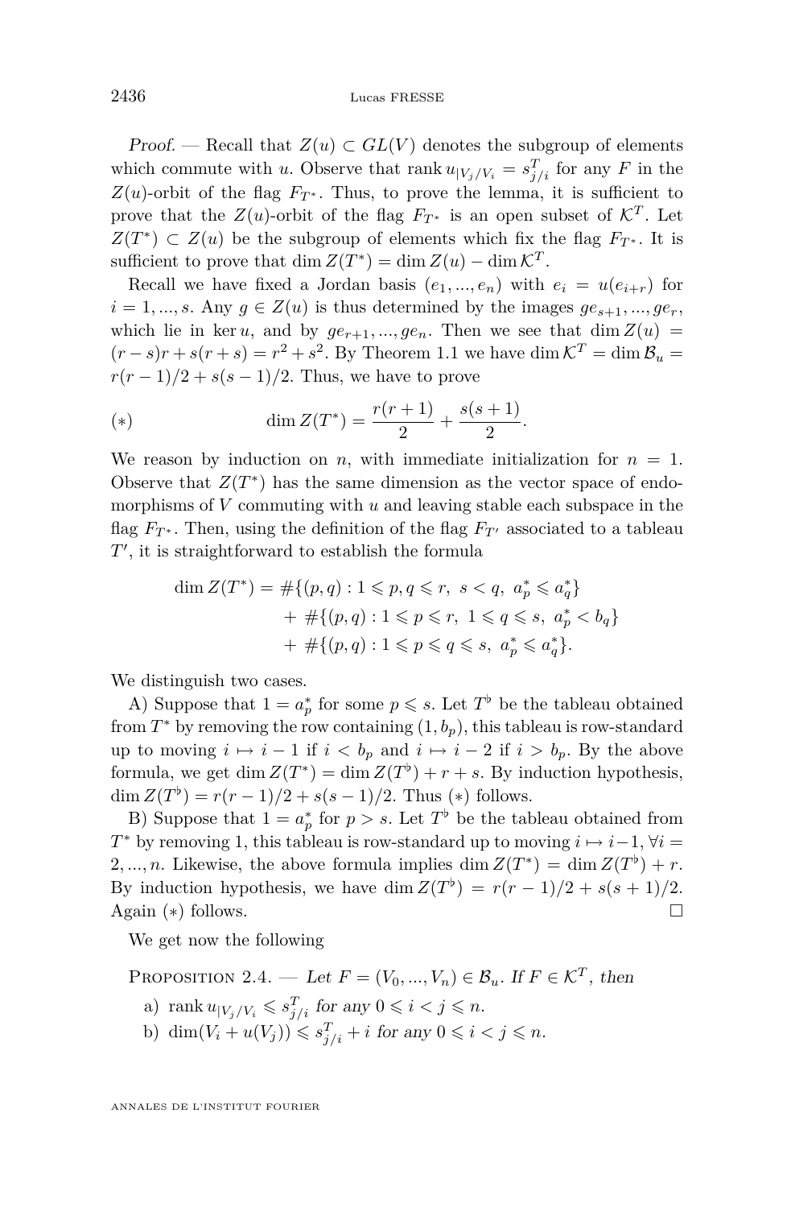*Proof.* — Recall that $Z(u) \subset GL(V)$ denotes the subgroup of elements which commute with $u$. Observe that $\operatorname{rank} u_{|V_j/V_i} = s^T_{j/i}$ for any $F$ in the $Z(u)$-orbit of the flag $F_{T^*}$. Thus, to prove the lemma, it is sufficient to prove that the $Z(u)$-orbit of the flag $F_{T^*}$ is an open subset of $\mathcal{K}^T$. Let $Z(T^*) \subset Z(u)$ be the subgroup of elements which fix the flag $F_{T^*}$. It is sufficient to prove that $\dim Z(T^*) = \dim Z(u) - \dim \mathcal{K}^T$.

Recall we have fixed a Jordan basis $(e_1, ..., e_n)$ with $e_i = u(e_{i+r})$ for $i = 1, ..., s$. Any $g \in Z(u)$ is thus determined by the images $ge_{s+1}, ..., ge_r$, which lie in $\ker u$, and by $ge_{r+1}, ..., ge_n$. Then we see that $\dim Z(u) = (r-s)r + s(r+s) = r^2 + s^2$. By Theorem 1.1 we have $\dim \mathcal{K}^T = \dim \mathcal{B}_u = r(r-1)/2 + s(s-1)/2$. Thus, we have to prove

$$(*) \qquad \dim Z(T^*) = \frac{r(r+1)}{2} + \frac{s(s+1)}{2}.$$

We reason by induction on $n$, with immediate initialization for $n = 1$. Observe that $Z(T^*)$ has the same dimension as the vector space of endomorphisms of $V$ commuting with $u$ and leaving stable each subspace in the flag $F_{T^*}$. Then, using the definition of the flag $F_{T'}$ associated to a tableau $T'$, it is straightforward to establish the formula

$$\begin{aligned} \dim Z(T^*) = &\ \#\{(p,q) : 1 \leqslant p, q \leqslant r,\ s < q,\ a^*_p \leqslant a^*_q\} \\ &+ \#\{(p,q) : 1 \leqslant p \leqslant r,\ 1 \leqslant q \leqslant s,\ a^*_p < b_q\} \\ &+ \#\{(p,q) : 1 \leqslant p \leqslant q \leqslant s,\ a^*_p \leqslant a^*_q\}. \end{aligned}$$

We distinguish two cases.

A) Suppose that $1 = a^*_p$ for some $p \leqslant s$. Let $T^\flat$ be the tableau obtained from $T^*$ by removing the row containing $(1, b_p)$, this tableau is row-standard up to moving $i \mapsto i-1$ if $i < b_p$ and $i \mapsto i-2$ if $i > b_p$. By the above formula, we get $\dim Z(T^*) = \dim Z(T^\flat) + r + s$. By induction hypothesis, $\dim Z(T^\flat) = r(r-1)/2 + s(s-1)/2$. Thus $(*)$ follows.

B) Suppose that $1 = a^*_p$ for $p > s$. Let $T^\flat$ be the tableau obtained from $T^*$ by removing 1, this tableau is row-standard up to moving $i \mapsto i-1, \forall i = 2, ..., n$. Likewise, the above formula implies $\dim Z(T^*) = \dim Z(T^\flat) + r$. By induction hypothesis, we have $\dim Z(T^\flat) = r(r-1)/2 + s(s+1)/2$. Again $(*)$ follows. $\square$

We get now the following

**Proposition 2.4.** — *Let $F = (V_0, ..., V_n) \in \mathcal{B}_u$. If $F \in \mathcal{K}^T$, then*

a) $\operatorname{rank} u_{|V_j/V_i} \leqslant s^T_{j/i}$ *for any* $0 \leqslant i < j \leqslant n$.

b) $\dim(V_i + u(V_j)) \leqslant s^T_{j/i} + i$ *for any* $0 \leqslant i < j \leqslant n$.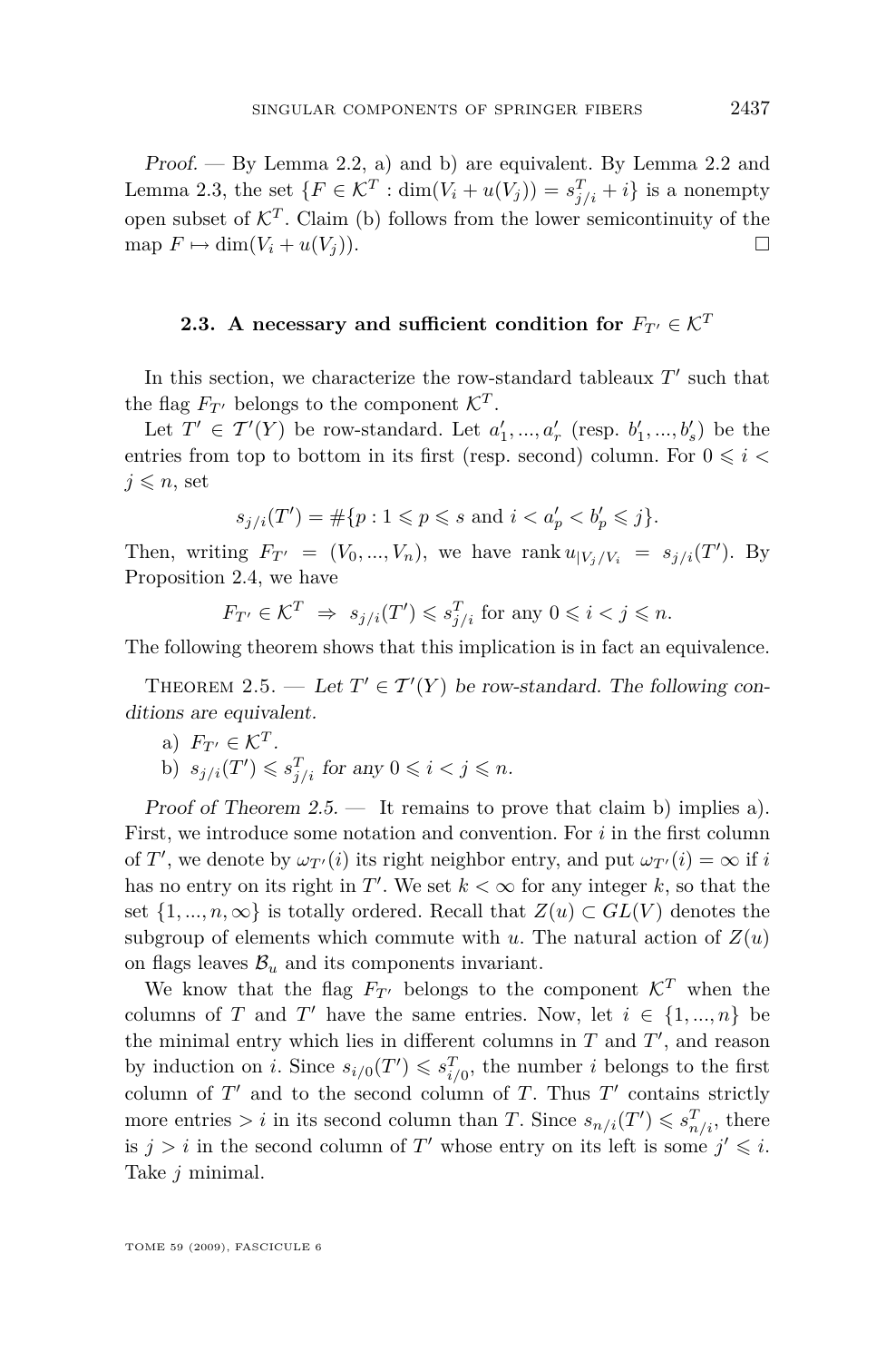*Proof.* — By Lemma 2.2, a) and b) are equivalent. By Lemma 2.2 and Lemma 2.3, the set $\{F \in \mathcal{K}^T : \dim(V_i + u(V_j)) = s^T_{j/i} + i\}$ is a nonempty open subset of $\mathcal{K}^T$. Claim (b) follows from the lower semicontinuity of the map $F \mapsto \dim(V_i + u(V_j))$. □

### 2.3. A necessary and sufficient condition for $F_{T'} \in \mathcal{K}^T$

In this section, we characterize the row-standard tableaux $T'$ such that the flag $F_{T'}$ belongs to the component $\mathcal{K}^T$.

Let $T' \in \mathcal{T}'(Y)$ be row-standard. Let $a'_1, ..., a'_r$ (resp. $b'_1, ..., b'_s$) be the entries from top to bottom in its first (resp. second) column. For $0 \leqslant i < j \leqslant n$, set

$$s_{j/i}(T') = \#\{p : 1 \leqslant p \leqslant s \text{ and } i < a'_p < b'_p \leqslant j\}.$$

Then, writing $F_{T'} = (V_0, ..., V_n)$, we have $\operatorname{rank} u_{|V_j/V_i} = s_{j/i}(T')$. By Proposition 2.4, we have

$$F_{T'} \in \mathcal{K}^T \ \Rightarrow \ s_{j/i}(T') \leqslant s^T_{j/i} \text{ for any } 0 \leqslant i < j \leqslant n.$$

The following theorem shows that this implication is in fact an equivalence.

Theorem 2.5. — *Let $T' \in \mathcal{T}'(Y)$ be row-standard. The following conditions are equivalent.*

a) $F_{T'} \in \mathcal{K}^T$.

b) $s_{j/i}(T') \leqslant s^T_{j/i}$ *for any* $0 \leqslant i < j \leqslant n$.

*Proof of Theorem 2.5.* — It remains to prove that claim b) implies a). First, we introduce some notation and convention. For $i$ in the first column of $T'$, we denote by $\omega_{T'}(i)$ its right neighbor entry, and put $\omega_{T'}(i) = \infty$ if $i$ has no entry on its right in $T'$. We set $k < \infty$ for any integer $k$, so that the set $\{1, ..., n, \infty\}$ is totally ordered. Recall that $Z(u) \subset GL(V)$ denotes the subgroup of elements which commute with $u$. The natural action of $Z(u)$ on flags leaves $\mathcal{B}_u$ and its components invariant.

We know that the flag $F_{T'}$ belongs to the component $\mathcal{K}^T$ when the columns of $T$ and $T'$ have the same entries. Now, let $i \in \{1, ..., n\}$ be the minimal entry which lies in different columns in $T$ and $T'$, and reason by induction on $i$. Since $s_{i/0}(T') \leqslant s^T_{i/0}$, the number $i$ belongs to the first column of $T'$ and to the second column of $T$. Thus $T'$ contains strictly more entries $> i$ in its second column than $T$. Since $s_{n/i}(T') \leqslant s^T_{n/i}$, there is $j > i$ in the second column of $T'$ whose entry on its left is some $j' \leqslant i$. Take $j$ minimal.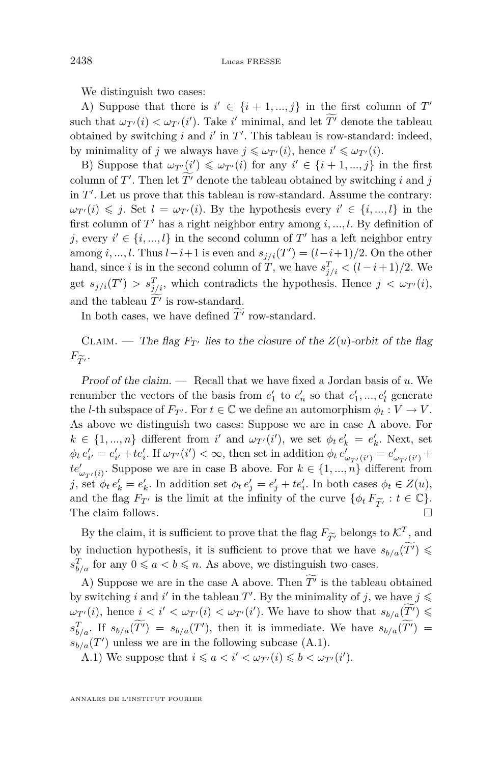We distinguish two cases:

A) Suppose that there is $i' \in \{i+1, ..., j\}$ in the first column of $T'$ such that $\omega_{T'}(i) < \omega_{T'}(i')$. Take $i'$ minimal, and let $\widetilde{T'}$ denote the tableau obtained by switching $i$ and $i'$ in $T'$. This tableau is row-standard: indeed, by minimality of $j$ we always have $j \leqslant \omega_{T'}(i)$, hence $i' \leqslant \omega_{T'}(i)$.

B) Suppose that $\omega_{T'}(i') \leqslant \omega_{T'}(i)$ for any $i' \in \{i+1, ..., j\}$ in the first column of $T'$. Then let $\widetilde{T'}$ denote the tableau obtained by switching $i$ and $j$ in $T'$. Let us prove that this tableau is row-standard. Assume the contrary: $\omega_{T'}(i) \leqslant j$. Set $l = \omega_{T'}(i)$. By the hypothesis every $i' \in \{i, ..., l\}$ in the first column of $T'$ has a right neighbor entry among $i, ..., l$. By definition of $j$, every $i' \in \{i, ..., l\}$ in the second column of $T'$ has a left neighbor entry among $i, ..., l$. Thus $l-i+1$ is even and $s_{j/i}(T') = (l-i+1)/2$. On the other hand, since $i$ is in the second column of $T$, we have $s^T_{j/i} < (l-i+1)/2$. We get $s_{j/i}(T') > s^T_{j/i}$, which contradicts the hypothesis. Hence $j < \omega_{T'}(i)$, and the tableau $\widetilde{T'}$ is row-standard.

In both cases, we have defined $\widetilde{T'}$ row-standard.

Claim. — *The flag $F_{T'}$ lies to the closure of the $Z(u)$-orbit of the flag $F_{\widetilde{T'}}$.*

*Proof of the claim.* — Recall that we have fixed a Jordan basis of $u$. We renumber the vectors of the basis from $e'_1$ to $e'_n$ so that $e'_1, ..., e'_l$ generate the $l$-th subspace of $F_{T'}$. For $t \in \mathbb{C}$ we define an automorphism $\phi_t : V \to V$. As above we distinguish two cases: Suppose we are in case A above. For $k \in \{1, ..., n\}$ different from $i'$ and $\omega_{T'}(i')$, we set $\phi_t \, e'_k = e'_k$. Next, set $\phi_t \, e'_{i'} = e'_{i'} + t e'_i$. If $\omega_{T'}(i') < \infty$, then set in addition $\phi_t \, e'_{\omega_{T'}(i')} = e'_{\omega_{T'}(i')} + t e'_{\omega_{T'}(i)}$. Suppose we are in case B above. For $k \in \{1, ..., n\}$ different from $j$, set $\phi_t \, e'_k = e'_k$. In addition set $\phi_t \, e'_j = e'_j + t e'_i$. In both cases $\phi_t \in Z(u)$, and the flag $F_{T'}$ is the limit at the infinity of the curve $\{\phi_t \, F_{\widetilde{T'}} : t \in \mathbb{C}\}$. The claim follows. $\square$

By the claim, it is sufficient to prove that the flag $F_{\widetilde{T'}}$ belongs to $\mathcal{K}^T$, and by induction hypothesis, it is sufficient to prove that we have $s_{b/a}(\widetilde{T'}) \leqslant s^T_{b/a}$ for any $0 \leqslant a < b \leqslant n$. As above, we distinguish two cases.

A) Suppose we are in the case A above. Then $\widetilde{T'}$ is the tableau obtained by switching $i$ and $i'$ in the tableau $T'$. By the minimality of $j$, we have $j \leqslant \omega_{T'}(i)$, hence $i < i' < \omega_{T'}(i) < \omega_{T'}(i')$. We have to show that $s_{b/a}(\widetilde{T'}) \leqslant s^T_{b/a}$. If $s_{b/a}(\widetilde{T'}) = s_{b/a}(T')$, then it is immediate. We have $s_{b/a}(\widetilde{T'}) = s_{b/a}(T')$ unless we are in the following subcase (A.1).

A.1) We suppose that $i \leqslant a < i' < \omega_{T'}(i) \leqslant b < \omega_{T'}(i')$.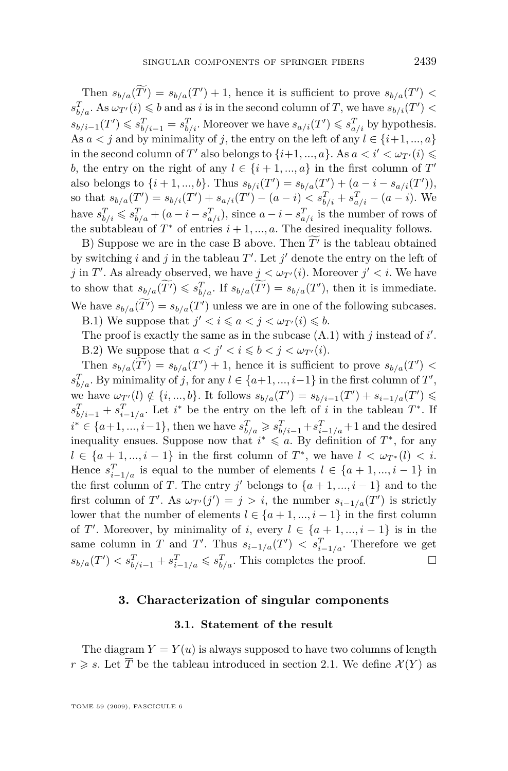Then $s_{b/a}(\widetilde{T'}) = s_{b/a}(T') + 1$, hence it is sufficient to prove $s_{b/a}(T') < s^T_{b/a}$. As $\omega_{T'}(i) \leqslant b$ and as $i$ is in the second column of $T$, we have $s_{b/i}(T') < s_{b/i-1}(T') \leqslant s^T_{b/i-1} = s^T_{b/i}$. Moreover we have $s_{a/i}(T') \leqslant s^T_{a/i}$ by hypothesis. As $a < j$ and by minimality of $j$, the entry on the left of any $l \in \{i+1, ..., a\}$ in the second column of $T'$ also belongs to $\{i+1, ..., a\}$. As $a < i' < \omega_{T'}(i) \leqslant b$, the entry on the right of any $l \in \{i+1, ..., a\}$ in the first column of $T'$ also belongs to $\{i+1, ..., b\}$. Thus $s_{b/i}(T') = s_{b/a}(T') + (a - i - s_{a/i}(T'))$, so that $s_{b/a}(T') = s_{b/i}(T') + s_{a/i}(T') - (a - i) < s^T_{b/i} + s^T_{a/i} - (a - i)$. We have $s^T_{b/i} \leqslant s^T_{b/a} + (a - i - s^T_{a/i})$, since $a - i - s^T_{a/i}$ is the number of rows of the subtableau of $T^*$ of entries $i+1, ..., a$. The desired inequality follows.

B) Suppose we are in the case B above. Then $\widetilde{T'}$ is the tableau obtained by switching $i$ and $j$ in the tableau $T'$. Let $j'$ denote the entry on the left of $j$ in $T'$. As already observed, we have $j < \omega_{T'}(i)$. Moreover $j' < i$. We have to show that $s_{b/a}(\widetilde{T'}) \leqslant s^T_{b/a}$. If $s_{b/a}(\widetilde{T'}) = s_{b/a}(T')$, then it is immediate. We have $s_{b/a}(\widetilde{T'}) = s_{b/a}(T')$ unless we are in one of the following subcases.

B.1) We suppose that $j' < i \leqslant a < j < \omega_{T'}(i) \leqslant b$.

The proof is exactly the same as in the subcase (A.1) with $j$ instead of $i'$.

B.2) We suppose that $a < j' < i \leqslant b < j < \omega_{T'}(i)$.

Then $s_{b/a}(\widetilde{T'}) = s_{b/a}(T') + 1$, hence it is sufficient to prove $s_{b/a}(T') < s^T_{b/a}$. By minimality of $j$, for any $l \in \{a+1, ..., i-1\}$ in the first column of $T'$, we have $\omega_{T'}(l) \notin \{i, ..., b\}$. It follows $s_{b/a}(T') = s_{b/i-1}(T') + s_{i-1/a}(T') \leqslant s^T_{b/i-1} + s^T_{i-1/a}$. Let $i^*$ be the entry on the left of $i$ in the tableau $T^*$. If $i^* \in \{a+1, ..., i-1\}$, then we have $s^T_{b/a} \geqslant s^T_{b/i-1} + s^T_{i-1/a} + 1$ and the desired inequality ensues. Suppose now that $i^* \leqslant a$. By definition of $T^*$, for any $l \in \{a+1, ..., i-1\}$ in the first column of $T^*$, we have $l < \omega_{T^*}(l) < i$. Hence $s^T_{i-1/a}$ is equal to the number of elements $l \in \{a+1, ..., i-1\}$ in the first column of $T$. The entry $j'$ belongs to $\{a+1, ..., i-1\}$ and to the first column of $T'$. As $\omega_{T'}(j') = j > i$, the number $s_{i-1/a}(T')$ is strictly lower that the number of elements $l \in \{a+1, ..., i-1\}$ in the first column of $T'$. Moreover, by minimality of $i$, every $l \in \{a+1, ..., i-1\}$ is in the same column in $T$ and $T'$. Thus $s_{i-1/a}(T') < s^T_{i-1/a}$. Therefore we get $s_{b/a}(T') < s^T_{b/i-1} + s^T_{i-1/a} \leqslant s^T_{b/a}$. This completes the proof. □

## 3. Characterization of singular components

### 3.1. Statement of the result

The diagram $Y = Y(u)$ is always supposed to have two columns of length $r \geqslant s$. Let $\overline{T}$ be the tableau introduced in section 2.1. We define $\mathcal{X}(Y)$ as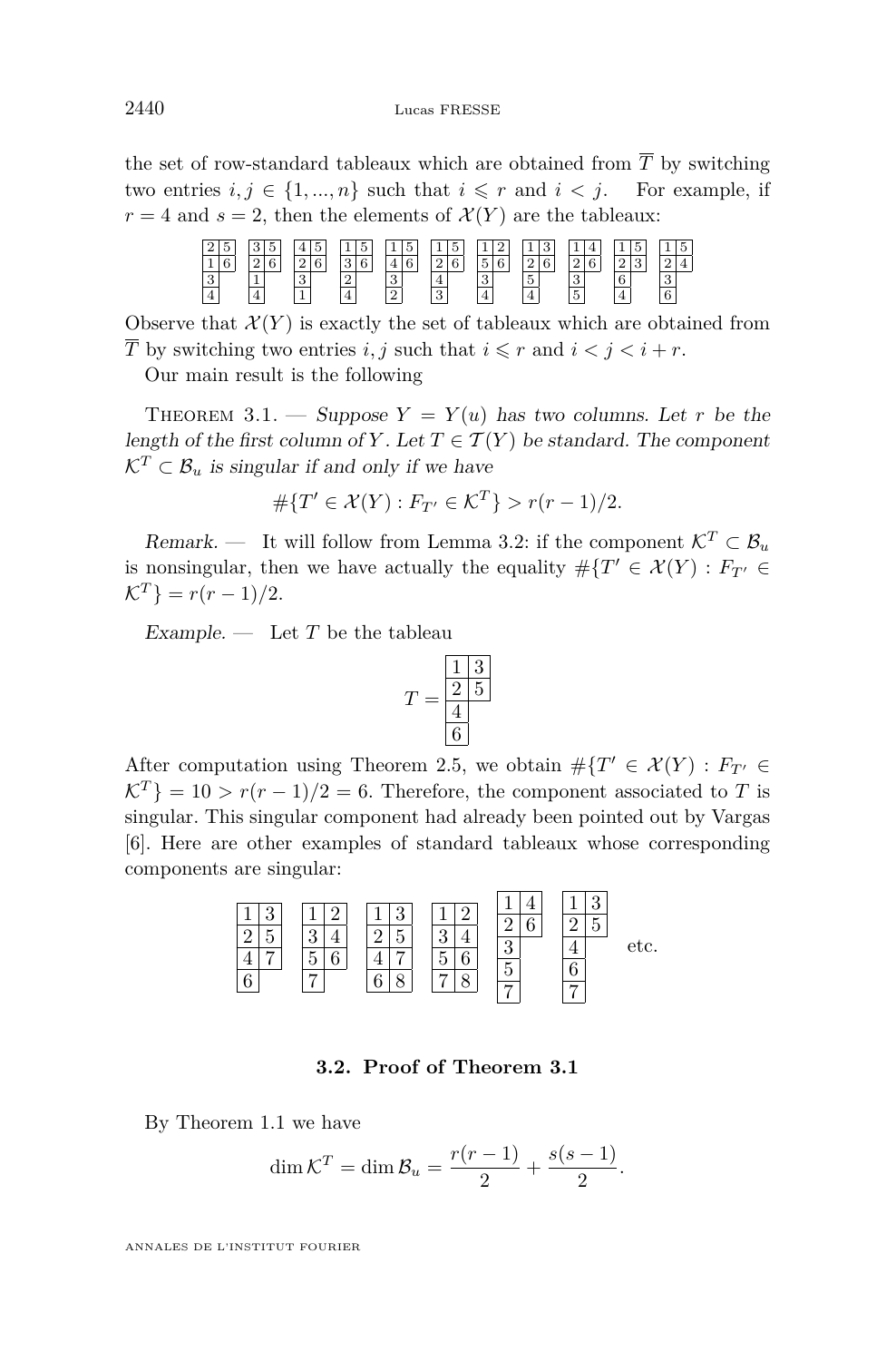the set of row-standard tableaux which are obtained from $\overline{T}$ by switching two entries $i, j \in \{1, ..., n\}$ such that $i \leqslant r$ and $i < j$. For example, if $r = 4$ and $s = 2$, then the elements of $\mathcal{X}(Y)$ are the tableaux:

$$
\begin{array}{cc} 2 & 5 \\ 1 & 6 \\ 3 & \\ 4 & \end{array} \quad
\begin{array}{cc} 3 & 5 \\ 2 & 6 \\ 1 & \\ 4 & \end{array} \quad
\begin{array}{cc} 4 & 5 \\ 2 & 6 \\ 3 & \\ 1 & \end{array} \quad
\begin{array}{cc} 1 & 5 \\ 3 & 6 \\ 2 & \\ 4 & \end{array} \quad
\begin{array}{cc} 1 & 5 \\ 4 & 6 \\ 3 & \\ 2 & \end{array} \quad
\begin{array}{cc} 1 & 5 \\ 2 & 6 \\ 4 & \\ 3 & \end{array} \quad
\begin{array}{cc} 1 & 2 \\ 5 & 6 \\ 3 & \\ 4 & \end{array} \quad
\begin{array}{cc} 1 & 3 \\ 2 & 6 \\ 5 & \\ 4 & \end{array} \quad
\begin{array}{cc} 1 & 4 \\ 2 & 6 \\ 3 & \\ 5 & \end{array} \quad
\begin{array}{cc} 1 & 5 \\ 2 & 3 \\ 6 & \\ 4 & \end{array} \quad
\begin{array}{cc} 1 & 5 \\ 2 & 4 \\ 3 & \\ 6 & \end{array}
$$

Observe that $\mathcal{X}(Y)$ is exactly the set of tableaux which are obtained from $\overline{T}$ by switching two entries $i, j$ such that $i \leqslant r$ and $i < j < i + r$.

Our main result is the following

Theorem 3.1. — *Suppose $Y = Y(u)$ has two columns. Let $r$ be the length of the first column of $Y$. Let $T \in \mathcal{T}(Y)$ be standard. The component $\mathcal{K}^T \subset \mathcal{B}_u$ is singular if and only if we have*

$$\#\{T' \in \mathcal{X}(Y) : F_{T'} \in \mathcal{K}^T\} > r(r-1)/2.$$

*Remark.* — It will follow from Lemma 3.2: if the component $\mathcal{K}^T \subset \mathcal{B}_u$ is nonsingular, then we have actually the equality $\#\{T' \in \mathcal{X}(Y) : F_{T'} \in \mathcal{K}^T\} = r(r-1)/2$.

*Example.* — Let $T$ be the tableau

$$T = \begin{array}{cc} 1 & 3 \\ 2 & 5 \\ 4 & \\ 6 & \end{array}$$

After computation using Theorem 2.5, we obtain $\#\{T' \in \mathcal{X}(Y) : F_{T'} \in \mathcal{K}^T\} = 10 > r(r-1)/2 = 6$. Therefore, the component associated to $T$ is singular. This singular component had already been pointed out by Vargas [6]. Here are other examples of standard tableaux whose corresponding components are singular:

$$
\begin{array}{cc} 1 & 3 \\ 2 & 5 \\ 4 & 7 \\ 6 & \end{array} \quad
\begin{array}{cc} 1 & 2 \\ 3 & 4 \\ 5 & 6 \\ 7 & \end{array} \quad
\begin{array}{cc} 1 & 3 \\ 2 & 5 \\ 4 & 7 \\ 6 & 8 \end{array} \quad
\begin{array}{cc} 1 & 2 \\ 3 & 4 \\ 5 & 6 \\ 7 & 8 \end{array} \quad
\begin{array}{cc} 1 & 4 \\ 2 & 6 \\ 3 & \\ 5 & \\ 7 & \end{array} \quad
\begin{array}{cc} 1 & 3 \\ 2 & 5 \\ 4 & \\ 6 & \\ 7 & \end{array} \quad \text{etc.}
$$

### 3.2. Proof of Theorem 3.1

By Theorem 1.1 we have

$$\dim \mathcal{K}^T = \dim \mathcal{B}_u = \frac{r(r-1)}{2} + \frac{s(s-1)}{2}.$$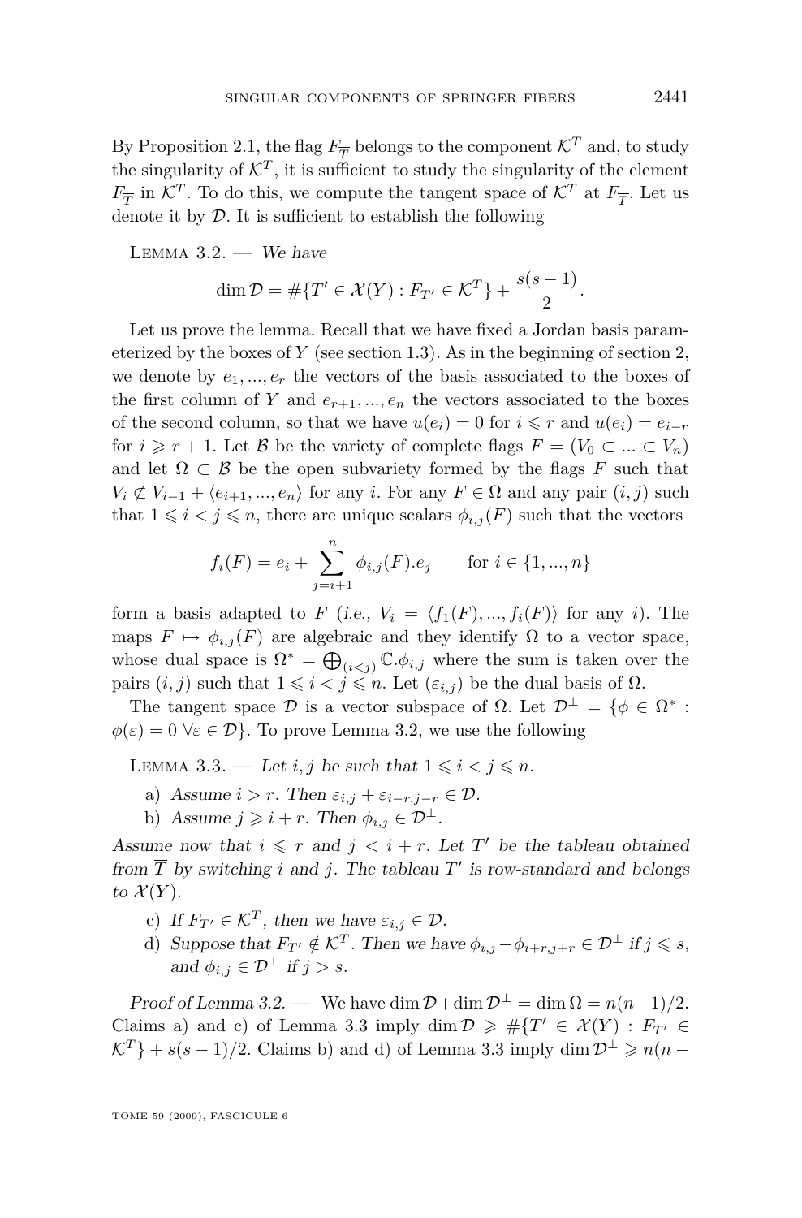By Proposition 2.1, the flag $F_{\overline{T}}$ belongs to the component $\mathcal{K}^T$ and, to study the singularity of $\mathcal{K}^T$, it is sufficient to study the singularity of the element $F_{\overline{T}}$ in $\mathcal{K}^T$. To do this, we compute the tangent space of $\mathcal{K}^T$ at $F_{\overline{T}}$. Let us denote it by $\mathcal{D}$. It is sufficient to establish the following

Lemma 3.2. — *We have*

$$\dim \mathcal{D} = \#\{T' \in \mathcal{X}(Y) : F_{T'} \in \mathcal{K}^T\} + \frac{s(s-1)}{2}.$$

Let us prove the lemma. Recall that we have fixed a Jordan basis parameterized by the boxes of $Y$ (see section 1.3). As in the beginning of section 2, we denote by $e_1, ..., e_r$ the vectors of the basis associated to the boxes of the first column of $Y$ and $e_{r+1}, ..., e_n$ the vectors associated to the boxes of the second column, so that we have $u(e_i) = 0$ for $i \leqslant r$ and $u(e_i) = e_{i-r}$ for $i \geqslant r+1$. Let $\mathcal{B}$ be the variety of complete flags $F = (V_0 \subset ... \subset V_n)$ and let $\Omega \subset \mathcal{B}$ be the open subvariety formed by the flags $F$ such that $V_i \not\subset V_{i-1} + \langle e_{i+1}, ..., e_n \rangle$ for any $i$. For any $F \in \Omega$ and any pair $(i,j)$ such that $1 \leqslant i < j \leqslant n$, there are unique scalars $\phi_{i,j}(F)$ such that the vectors

$$f_i(F) = e_i + \sum_{j=i+1}^{n} \phi_{i,j}(F).e_j \qquad \text{for } i \in \{1, ..., n\}$$

form a basis adapted to $F$ (*i.e.*, $V_i = \langle f_1(F), ..., f_i(F) \rangle$ for any $i$). The maps $F \mapsto \phi_{i,j}(F)$ are algebraic and they identify $\Omega$ to a vector space, whose dual space is $\Omega^* = \bigoplus_{(i<j)} \mathbb{C}.\phi_{i,j}$ where the sum is taken over the pairs $(i,j)$ such that $1 \leqslant i < j \leqslant n$. Let $(\varepsilon_{i,j})$ be the dual basis of $\Omega$.

The tangent space $\mathcal{D}$ is a vector subspace of $\Omega$. Let $\mathcal{D}^\perp = \{\phi \in \Omega^* : \phi(\varepsilon) = 0 \ \forall \varepsilon \in \mathcal{D}\}$. To prove Lemma 3.2, we use the following

Lemma 3.3. — *Let $i, j$ be such that $1 \leqslant i < j \leqslant n$.*

a) *Assume $i > r$. Then $\varepsilon_{i,j} + \varepsilon_{i-r,j-r} \in \mathcal{D}$.*

b) *Assume $j \geqslant i + r$. Then $\phi_{i,j} \in \mathcal{D}^\perp$.*

*Assume now that $i \leqslant r$ and $j < i + r$. Let $T'$ be the tableau obtained from $\overline{T}$ by switching $i$ and $j$. The tableau $T'$ is row-standard and belongs to $\mathcal{X}(Y)$.*

c) *If $F_{T'} \in \mathcal{K}^T$, then we have $\varepsilon_{i,j} \in \mathcal{D}$.*

d) *Suppose that $F_{T'} \notin \mathcal{K}^T$. Then we have $\phi_{i,j} - \phi_{i+r,j+r} \in \mathcal{D}^\perp$ if $j \leqslant s$, and $\phi_{i,j} \in \mathcal{D}^\perp$ if $j > s$.*

*Proof of Lemma 3.2.* — We have $\dim \mathcal{D} + \dim \mathcal{D}^\perp = \dim \Omega = n(n-1)/2$. Claims a) and c) of Lemma 3.3 imply $\dim \mathcal{D} \geqslant \#\{T' \in \mathcal{X}(Y) : F_{T'} \in \mathcal{K}^T\} + s(s-1)/2$. Claims b) and d) of Lemma 3.3 imply $\dim \mathcal{D}^\perp \geqslant n(n-$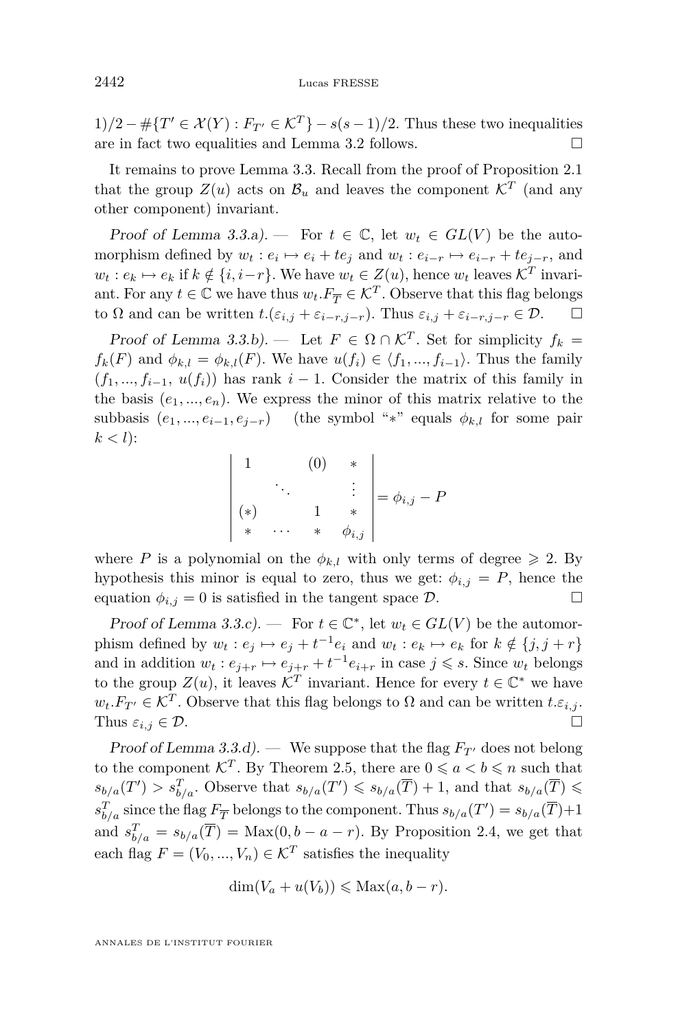$1)/2 - \#\{T' \in \mathcal{X}(Y) : F_{T'} \in \mathcal{K}^T\} - s(s-1)/2$. Thus these two inequalities are in fact two equalities and Lemma 3.2 follows. □

It remains to prove Lemma 3.3. Recall from the proof of Proposition 2.1 that the group $Z(u)$ acts on $\mathcal{B}_u$ and leaves the component $\mathcal{K}^T$ (and any other component) invariant.

*Proof of Lemma 3.3.a).* — For $t \in \mathbb{C}$, let $w_t \in GL(V)$ be the automorphism defined by $w_t : e_i \mapsto e_i + te_j$ and $w_t : e_{i-r} \mapsto e_{i-r} + te_{j-r}$, and $w_t : e_k \mapsto e_k$ if $k \notin \{i, i-r\}$. We have $w_t \in Z(u)$, hence $w_t$ leaves $\mathcal{K}^T$ invariant. For any $t \in \mathbb{C}$ we have thus $w_t.F_{\overline{T}} \in \mathcal{K}^T$. Observe that this flag belongs to $\Omega$ and can be written $t.(\varepsilon_{i,j} + \varepsilon_{i-r,j-r})$. Thus $\varepsilon_{i,j} + \varepsilon_{i-r,j-r} \in \mathcal{D}$. □

*Proof of Lemma 3.3.b).* — Let $F \in \Omega \cap \mathcal{K}^T$. Set for simplicity $f_k = f_k(F)$ and $\phi_{k,l} = \phi_{k,l}(F)$. We have $u(f_i) \in \langle f_1, ..., f_{i-1}\rangle$. Thus the family $(f_1, ..., f_{i-1},\ u(f_i))$ has rank $i-1$. Consider the matrix of this family in the basis $(e_1, ..., e_n)$. We express the minor of this matrix relative to the subbasis $(e_1, ..., e_{i-1}, e_{j-r})$ (the symbol "$*$" equals $\phi_{k,l}$ for some pair $k < l$):

$$\begin{vmatrix} 1 & & (0) & * \\ & \ddots & & \vdots \\ (*) & & 1 & * \\ * & \cdots & * & \phi_{i,j} \end{vmatrix} = \phi_{i,j} - P$$

where $P$ is a polynomial on the $\phi_{k,l}$ with only terms of degree $\geqslant 2$. By hypothesis this minor is equal to zero, thus we get: $\phi_{i,j} = P$, hence the equation $\phi_{i,j} = 0$ is satisfied in the tangent space $\mathcal{D}$. □

*Proof of Lemma 3.3.c).* — For $t \in \mathbb{C}^*$, let $w_t \in GL(V)$ be the automorphism defined by $w_t : e_j \mapsto e_j + t^{-1}e_i$ and $w_t : e_k \mapsto e_k$ for $k \notin \{j, j+r\}$ and in addition $w_t : e_{j+r} \mapsto e_{j+r} + t^{-1}e_{i+r}$ in case $j \leqslant s$. Since $w_t$ belongs to the group $Z(u)$, it leaves $\mathcal{K}^T$ invariant. Hence for every $t \in \mathbb{C}^*$ we have $w_t.F_{T'} \in \mathcal{K}^T$. Observe that this flag belongs to $\Omega$ and can be written $t.\varepsilon_{i,j}$. Thus $\varepsilon_{i,j} \in \mathcal{D}$. □

*Proof of Lemma 3.3.d).* — We suppose that the flag $F_{T'}$ does not belong to the component $\mathcal{K}^T$. By Theorem 2.5, there are $0 \leqslant a < b \leqslant n$ such that $s_{b/a}(T') > s^T_{b/a}$. Observe that $s_{b/a}(T') \leqslant s_{b/a}(\overline{T}) + 1$, and that $s_{b/a}(\overline{T}) \leqslant s^T_{b/a}$ since the flag $F_{\overline{T}}$ belongs to the component. Thus $s_{b/a}(T') = s_{b/a}(\overline{T}) + 1$ and $s^T_{b/a} = s_{b/a}(\overline{T}) = \mathrm{Max}(0, b-a-r)$. By Proposition 2.4, we get that each flag $F = (V_0, ..., V_n) \in \mathcal{K}^T$ satisfies the inequality

$$\dim(V_a + u(V_b)) \leqslant \mathrm{Max}(a, b-r).$$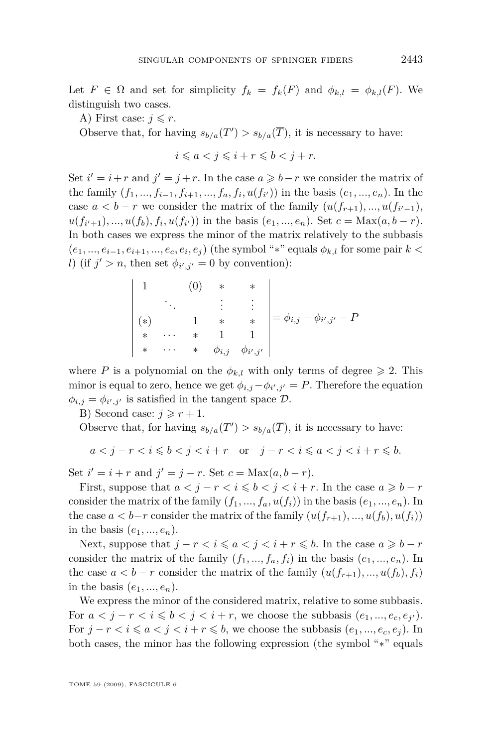Let $F \in \Omega$ and set for simplicity $f_k = f_k(F)$ and $\phi_{k,l} = \phi_{k,l}(F)$. We distinguish two cases.

A) First case: $j \leqslant r$.

Observe that, for having $s_{b/a}(T') > s_{b/a}(\overline{T})$, it is necessary to have:

$$i \leqslant a < j \leqslant i + r \leqslant b < j + r.$$

Set $i' = i + r$ and $j' = j + r$. In the case $a \geqslant b - r$ we consider the matrix of the family $(f_1, ..., f_{i-1}, f_{i+1}, ..., f_a, f_i, u(f_{i'}))$ in the basis $(e_1, ..., e_n)$. In the case $a < b - r$ we consider the matrix of the family $(u(f_{r+1}), ..., u(f_{i'-1}), u(f_{i'+1}), ..., u(f_b), f_i, u(f_{i'}))$ in the basis $(e_1, ..., e_n)$. Set $c = \mathrm{Max}(a, b - r)$. In both cases we express the minor of the matrix relatively to the subbasis $(e_1, ..., e_{i-1}, e_{i+1}, ..., e_c, e_i, e_j)$ (the symbol "$*$" equals $\phi_{k,l}$ for some pair $k < l$) (if $j' > n$, then set $\phi_{i',j'} = 0$ by convention):

$$\begin{vmatrix} 1 & & (0) & * & * \\ & \ddots & & \vdots & \vdots \\ (*) & & 1 & * & * \\ * & \cdots & * & 1 & 1 \\ * & \cdots & * & \phi_{i,j} & \phi_{i',j'} \end{vmatrix} = \phi_{i,j} - \phi_{i',j'} - P$$

where $P$ is a polynomial on the $\phi_{k,l}$ with only terms of degree $\geqslant 2$. This minor is equal to zero, hence we get $\phi_{i,j} - \phi_{i',j'} = P$. Therefore the equation $\phi_{i,j} = \phi_{i',j'}$ is satisfied in the tangent space $\mathcal{D}$.

B) Second case: $j \geqslant r + 1$.

Observe that, for having $s_{b/a}(T') > s_{b/a}(\overline{T})$, it is necessary to have:

$$a < j - r < i \leqslant b < j < i + r \quad \text{or} \quad j - r < i \leqslant a < j < i + r \leqslant b.$$

Set $i' = i + r$ and $j' = j - r$. Set $c = \mathrm{Max}(a, b - r)$.

First, suppose that $a < j - r < i \leqslant b < j < i + r$. In the case $a \geqslant b - r$ consider the matrix of the family $(f_1, ..., f_a, u(f_i))$ in the basis $(e_1, ..., e_n)$. In the case $a < b - r$ consider the matrix of the family $(u(f_{r+1}), ..., u(f_b), u(f_i))$ in the basis $(e_1, ..., e_n)$.

Next, suppose that $j - r < i \leqslant a < j < i + r \leqslant b$. In the case $a \geqslant b - r$ consider the matrix of the family $(f_1, ..., f_a, f_i)$ in the basis $(e_1, ..., e_n)$. In the case $a < b - r$ consider the matrix of the family $(u(f_{r+1}), ..., u(f_b), f_i)$ in the basis $(e_1, ..., e_n)$.

We express the minor of the considered matrix, relative to some subbasis. For $a < j - r < i \leqslant b < j < i + r$, we choose the subbasis $(e_1, ..., e_c, e_{j'})$. For $j - r < i \leqslant a < j < i + r \leqslant b$, we choose the subbasis $(e_1, ..., e_c, e_j)$. In both cases, the minor has the following expression (the symbol "$*$" equals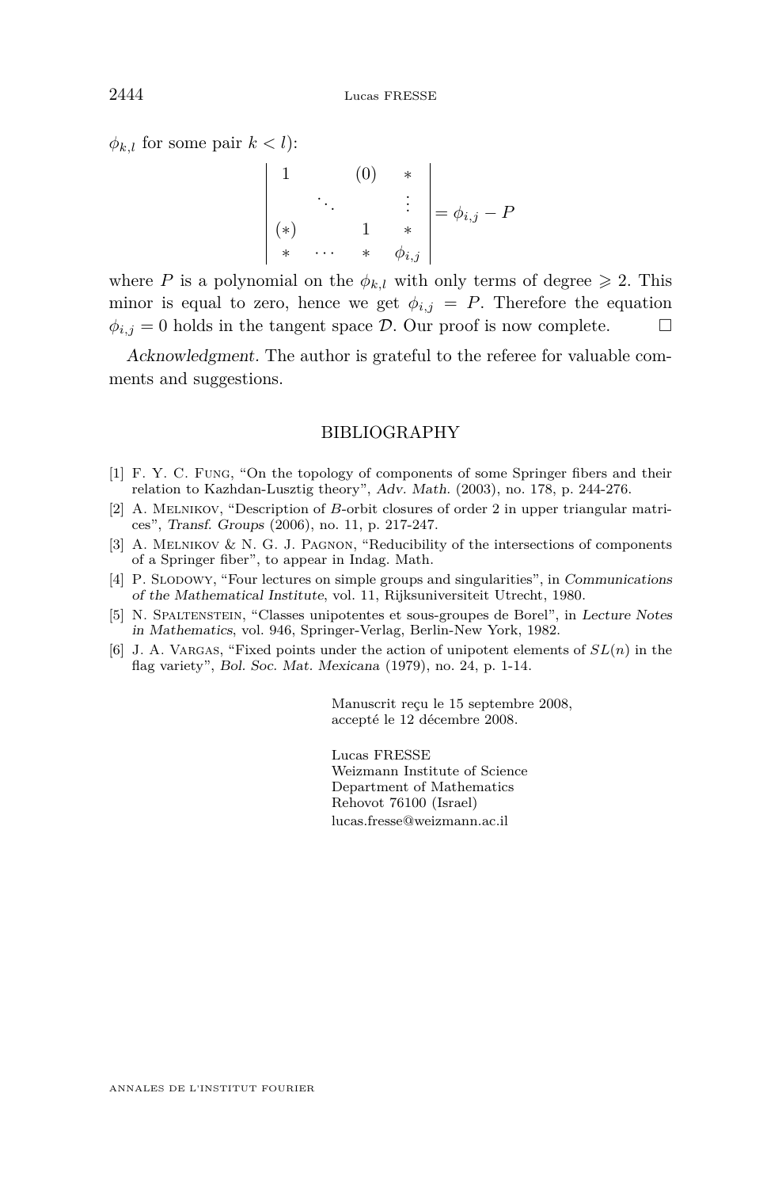$\phi_{k,l}$ for some pair $k < l$):

$$\begin{vmatrix} 1 & & (0) & * \\ & \ddots & & \vdots \\ (*) & & 1 & * \\ * & \cdots & * & \phi_{i,j} \end{vmatrix} = \phi_{i,j} - P$$

where $P$ is a polynomial on the $\phi_{k,l}$ with only terms of degree $\geqslant 2$. This minor is equal to zero, hence we get $\phi_{i,j} = P$. Therefore the equation $\phi_{i,j} = 0$ holds in the tangent space $\mathcal{D}$. Our proof is now complete. □

*Acknowledgment.* The author is grateful to the referee for valuable comments and suggestions.

## BIBLIOGRAPHY

[1] F. Y. C. Fung, "On the topology of components of some Springer fibers and their relation to Kazhdan-Lusztig theory", *Adv. Math.* (2003), no. 178, p. 244-276.

[2] A. Melnikov, "Description of $B$-orbit closures of order 2 in upper triangular matrices", *Transf. Groups* (2006), no. 11, p. 217-247.

[3] A. Melnikov & N. G. J. Pagnon, "Reducibility of the intersections of components of a Springer fiber", to appear in Indag. Math.

[4] P. Slodowy, "Four lectures on simple groups and singularities", in *Communications of the Mathematical Institute*, vol. 11, Rijksuniversiteit Utrecht, 1980.

[5] N. Spaltenstein, "Classes unipotentes et sous-groupes de Borel", in *Lecture Notes in Mathematics*, vol. 946, Springer-Verlag, Berlin-New York, 1982.

[6] J. A. Vargas, "Fixed points under the action of unipotent elements of $SL(n)$ in the flag variety", *Bol. Soc. Mat. Mexicana* (1979), no. 24, p. 1-14.

Manuscrit reçu le 15 septembre 2008,
accepté le 12 décembre 2008.

Lucas FRESSE
Weizmann Institute of Science
Department of Mathematics
Rehovot 76100 (Israel)
lucas.fresse@weizmann.ac.il